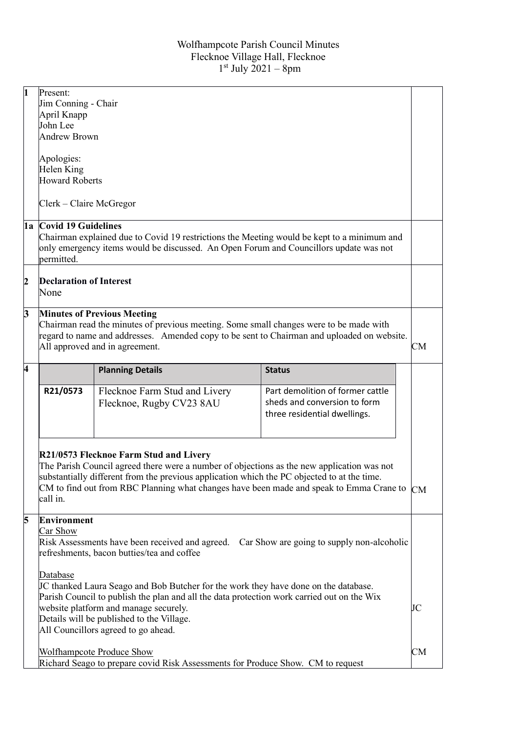Wolfhampcote Parish Council Minutes
Flecknoe Village Hall, Flecknoe
1st July 2021 – 8pm

| | | |
|---|---|---|
| 1 | Present:<br>Jim Conning - Chair<br>April Knapp<br>John Lee<br>Andrew Brown<br><br>Apologies:<br>Helen King<br>Howard Roberts<br><br>Clerk – Claire McGregor | |
| 1a | **Covid 19 Guidelines**<br>Chairman explained due to Covid 19 restrictions the Meeting would be kept to a minimum and only emergency items would be discussed. An Open Forum and Councillors update was not permitted. | |
| 2 | **Declaration of Interest**<br>None | |
| 3 | **Minutes of Previous Meeting**<br>Chairman read the minutes of previous meeting. Some small changes were to be made with regard to name and addresses. Amended copy to be sent to Chairman and uploaded on website. All approved and in agreement. | CM |
| 4 | (see planning table below)<br><br>**R21/0573 Flecknoe Farm Stud and Livery**<br>The Parish Council agreed there were a number of objections as the new application was not substantially different from the previous application which the PC objected to at the time. CM to find out from RBC Planning what changes have been made and speak to Emma Crane to call in. | CM |
| 5 | **Environment**<br>Car Show<br>Risk Assessments have been received and agreed. Car Show are going to supply non-alcoholic refreshments, bacon butties/tea and coffee<br><br>Database<br>JC thanked Laura Seago and Bob Butcher for the work they have done on the database. Parish Council to publish the plan and all the data protection work carried out on the Wix website platform and manage securely.<br>Details will be published to the Village.<br>All Councillors agreed to go ahead.<br><br>Wolfhampcote Produce Show<br>Richard Seago to prepare covid Risk Assessments for Produce Show. CM to request | JC<br><br>CM |

| | Planning Details | Status |
|---|---|---|
| R21/0573 | Flecknoe Farm Stud and Livery<br>Flecknoe, Rugby CV23 8AU | Part demolition of former cattle sheds and conversion to form three residential dwellings. |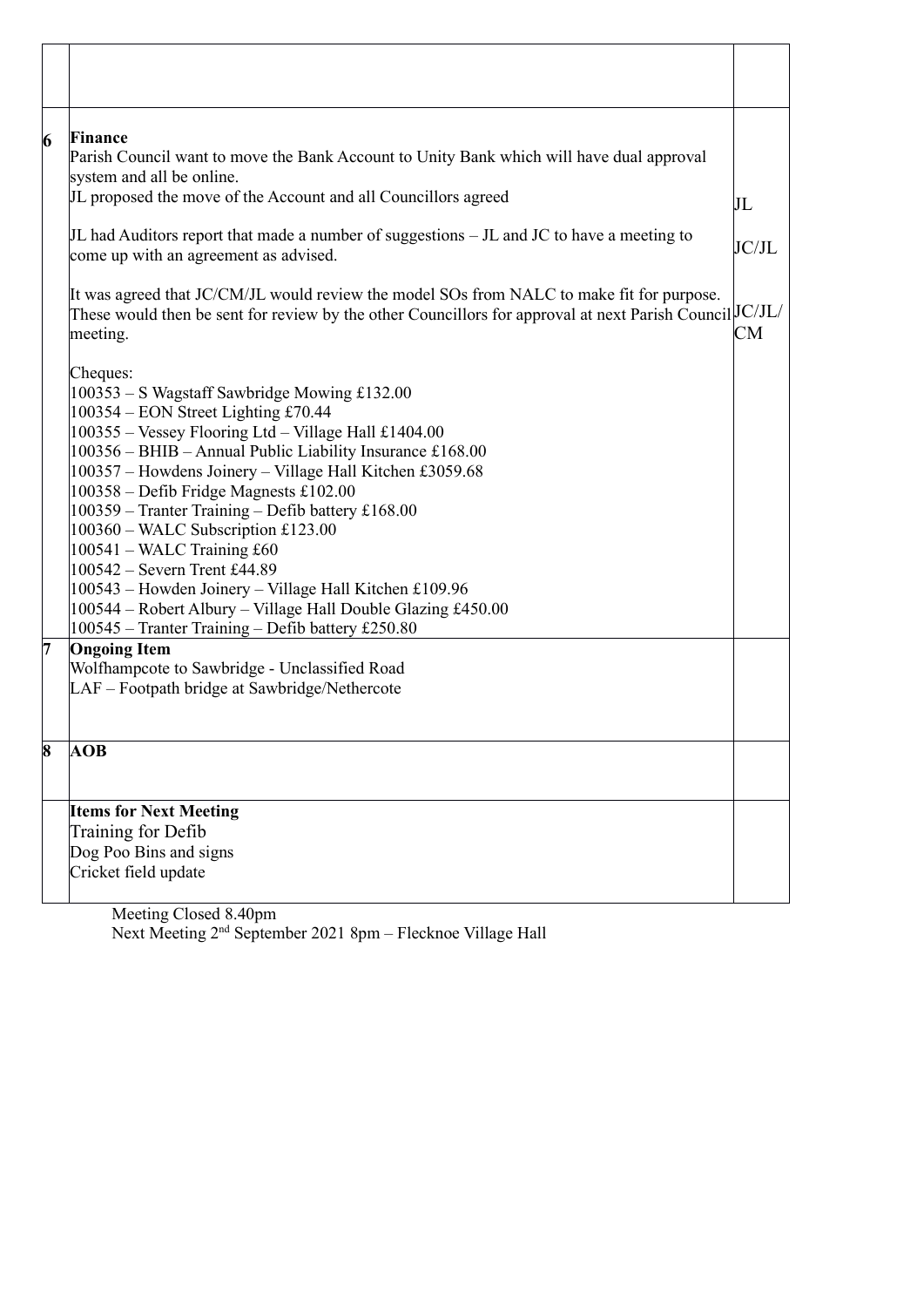| | | |
|---|---|---|
| | | |
| **6** | **Finance**<br>Parish Council want to move the Bank Account to Unity Bank which will have dual approval system and all be online.<br>JL proposed the move of the Account and all Councillors agreed<br><br>JL had Auditors report that made a number of suggestions – JL and JC to have a meeting to come up with an agreement as advised.<br><br>It was agreed that JC/CM/JL would review the model SOs from NALC to make fit for purpose. These would then be sent for review by the other Councillors for approval at next Parish Council meeting.<br><br>Cheques:<br>100353 – S Wagstaff Sawbridge Mowing £132.00<br>100354 – EON Street Lighting £70.44<br>100355 – Vessey Flooring Ltd – Village Hall £1404.00<br>100356 – BHIB – Annual Public Liability Insurance £168.00<br>100357 – Howdens Joinery – Village Hall Kitchen £3059.68<br>100358 – Defib Fridge Magnests £102.00<br>100359 – Tranter Training – Defib battery £168.00<br>100360 – WALC Subscription £123.00<br>100541 – WALC Training £60<br>100542 – Severn Trent £44.89<br>100543 – Howden Joinery – Village Hall Kitchen £109.96<br>100544 – Robert Albury – Village Hall Double Glazing £450.00<br>100545 – Tranter Training – Defib battery £250.80 | JL<br><br>JC/JL<br><br>JC/JL/CM |
| **7** | **Ongoing Item**<br>Wolfhampcote to Sawbridge - Unclassified Road<br>LAF – Footpath bridge at Sawbridge/Nethercote | |
| **8** | **AOB** | |
| | **Items for Next Meeting**<br>Training for Defib<br>Dog Poo Bins and signs<br>Cricket field update | |

Meeting Closed 8.40pm

Next Meeting 2nd September 2021 8pm – Flecknoe Village Hall